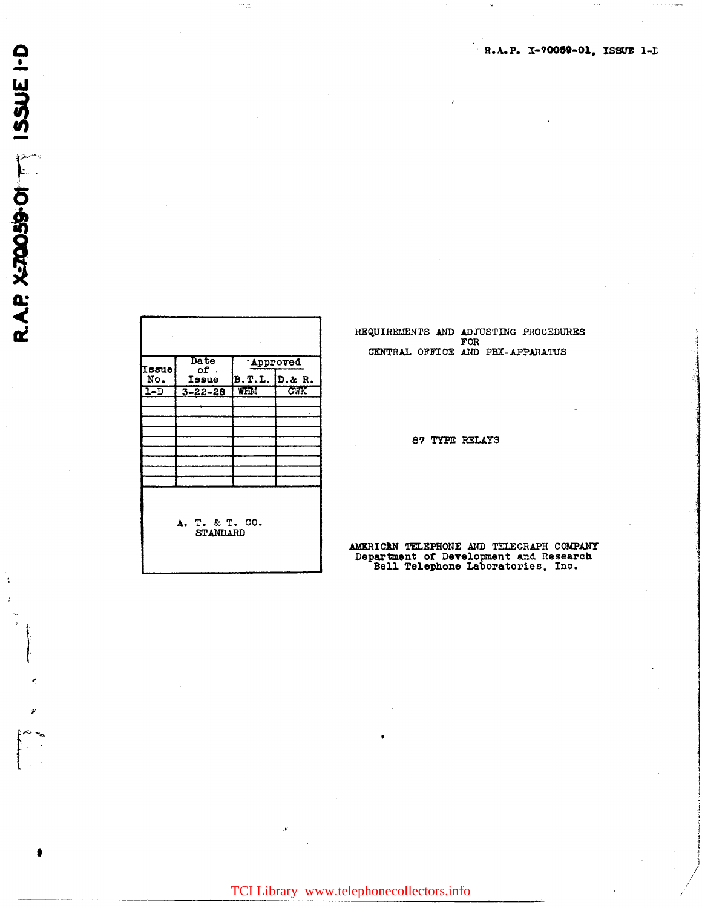R.A.P. X-70059-01, ISSUE 1-D

| Issue No. | Date of Issue | Approved | |
|---|---|---|---|
| | | B.T.L. | D.& R. |
| 1-D | 3-22-28 | WHM | GWK |
| | | | |
| | | | |
| | | | |
| | | | |
| | | | |
| | | | |
| | | | |
| | | | |

A. T. & T. CO.
STANDARD

REQUIREMENTS AND ADJUSTING PROCEDURES
FOR
CENTRAL OFFICE AND PBX APPARATUS

# 87 TYPE RELAYS

AMERICAN TELEPHONE AND TELEGRAPH COMPANY
Department of Development and Research
Bell Telephone Laboratories, Inc.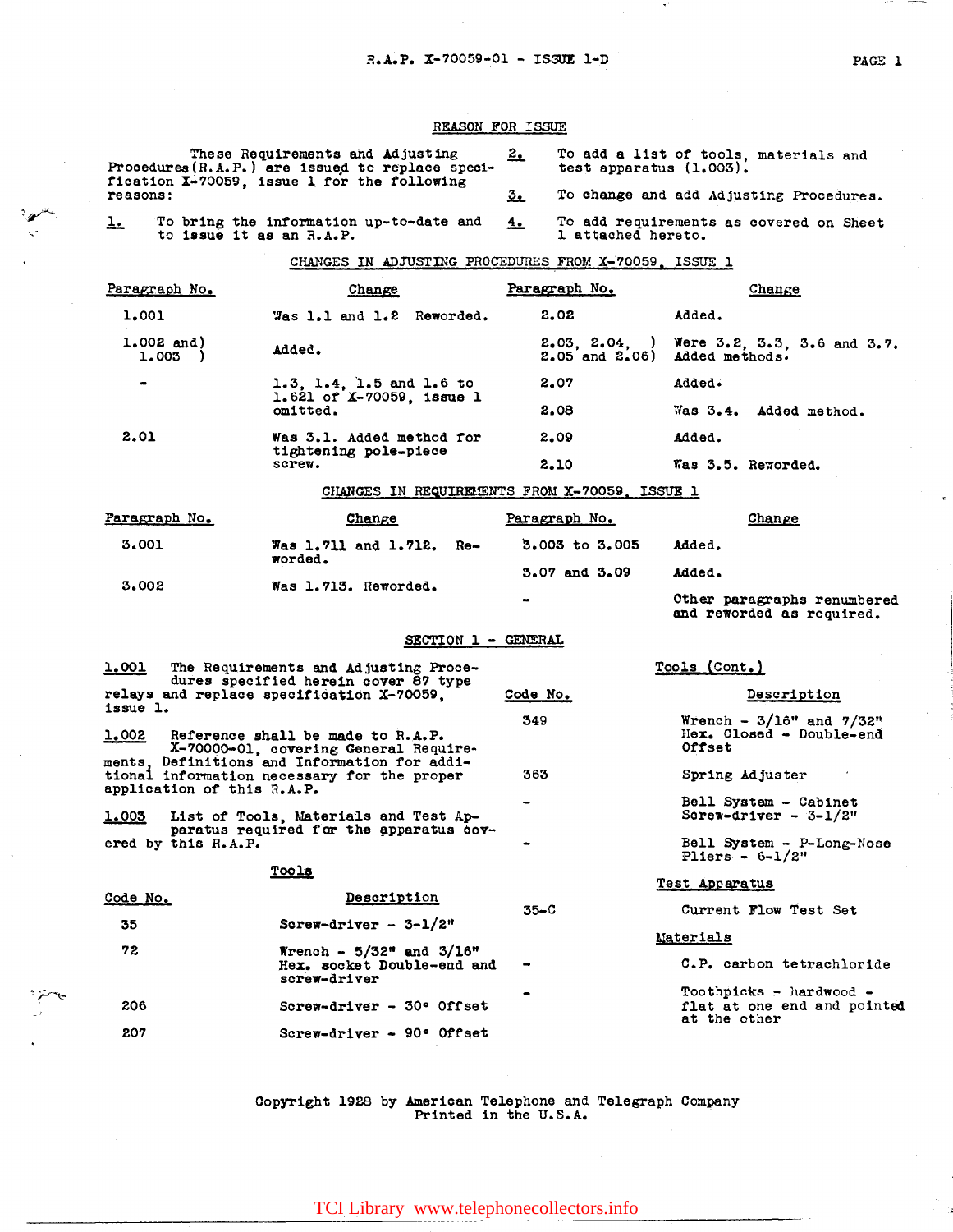## REASON FOR ISSUE

These Requirements and Adjusting Procedures (R.A.P.) are issued to replace specification X-70059, issue 1 for the following reasons:

1. To bring the information up-to-date and to issue it as an R.A.P.
2. To add a list of tools, materials and test apparatus (1.003).
3. To change and add Adjusting Procedures.
4. To add requirements as covered on Sheet 1 attached hereto.

### CHANGES IN ADJUSTING PROCEDURES FROM X-70059, ISSUE 1

| Paragraph No. | Change |
|---|---|
| 1.001 | Was 1.1 and 1.2 Reworded. |
| 1.002 and 1.003 | Added. |
| - | 1.3, 1.4, 1.5 and 1.6 to 1.621 of X-70059, issue 1 omitted. |
| 2.01 | Was 3.1. Added method for tightening pole-piece screw. |
| 2.02 | Added. |
| 2.03, 2.04, 2.05 and 2.06 | Were 3.2, 3.3, 3.6 and 3.7. Added methods. |
| 2.07 | Added. |
| 2.08 | Was 3.4. Added method. |
| 2.09 | Added. |
| 2.10 | Was 3.5. Reworded. |

### CHANGES IN REQUIREMENTS FROM X-70059, ISSUE 1

| Paragraph No. | Change |
|---|---|
| 3.001 | Was 1.711 and 1.712. Reworded. |
| 3.002 | Was 1.713. Reworded. |
| 3.003 to 3.005 | Added. |
| 3.07 and 3.09 | Added. |
| - | Other paragraphs renumbered and reworded as required. |

## SECTION 1 - GENERAL

**1.001** The Requirements and Adjusting Procedures specified herein cover 87 type relays and replace specification X-70059, issue 1.

**1.002** Reference shall be made to R.A.P. X-70000-01, covering General Requirements, Definitions and Information for additional information necessary for the proper application of this R.A.P.

**1.003** List of Tools, Materials and Test Apparatus required for the apparatus covered by this R.A.P.

### Tools

| Code No. | Description |
|---|---|
| 35 | Screw-driver - 3-1/2" |
| 72 | Wrench - 5/32" and 3/16" Hex. socket Double-end and screw-driver |
| 206 | Screw-driver - 30° Offset |
| 207 | Screw-driver - 90° Offset |
| 349 | Wrench - 3/16" and 7/32" Hex. Closed - Double-end Offset |
| 363 | Spring Adjuster |
| - | Bell System - Cabinet Screw-driver - 3-1/2" |
| - | Bell System - P-Long-Nose Pliers - 6-1/2" |

### Test Apparatus

| Code No. | Description |
|---|---|
| 35-C | Current Flow Test Set |

### Materials

| Code No. | Description |
|---|---|
| - | C.P. carbon tetrachloride |
| - | Toothpicks - hardwood - flat at one end and pointed at the other |

Copyright 1928 by American Telephone and Telegraph Company
Printed in the U.S.A.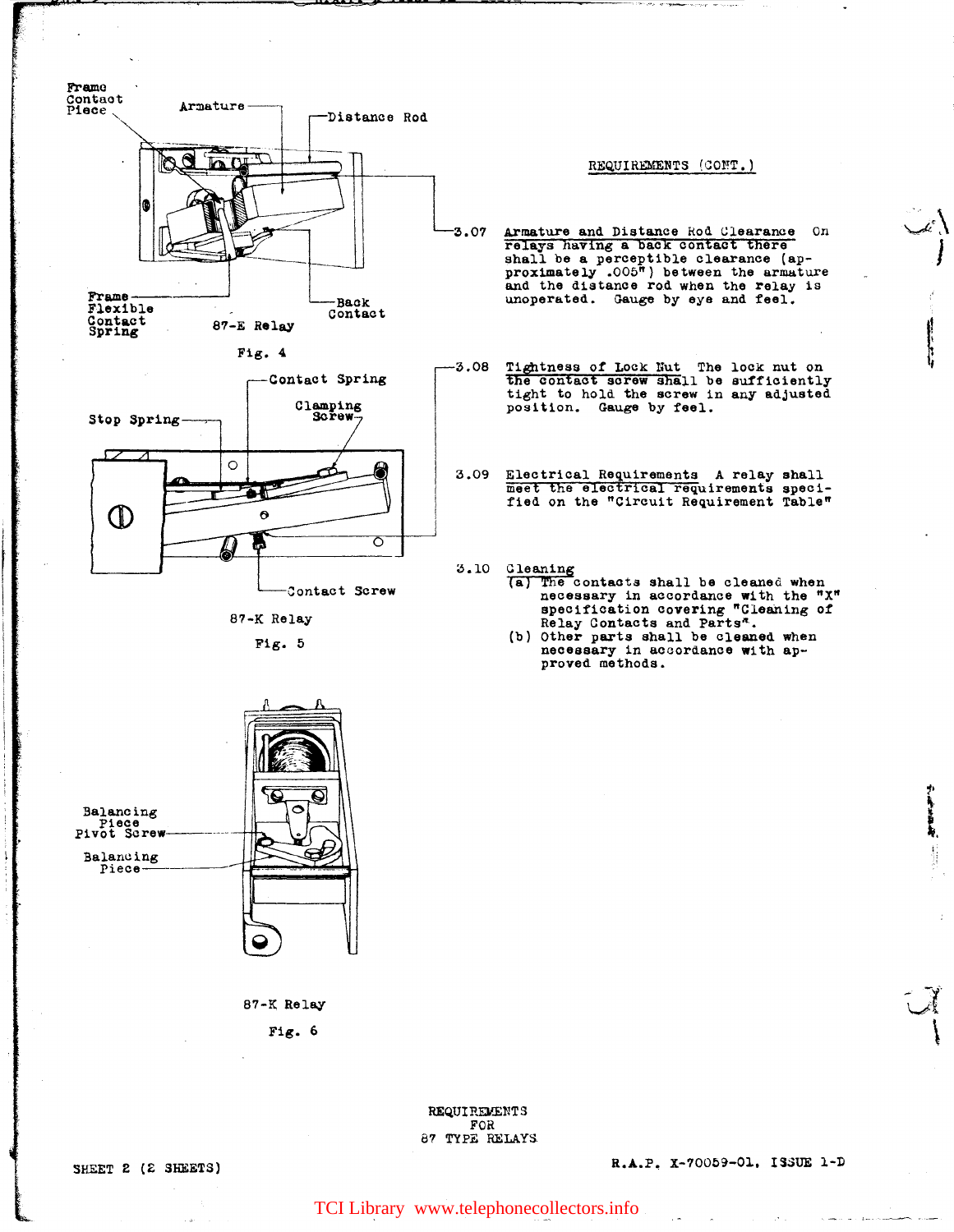Frame Contact Piece

Armature

Distance Rod

Frame Flexible Contact Spring

Back Contact

87-E Relay

Fig. 4

Contact Spring

Stop Spring

Clamping Screw

Contact Screw

87-K Relay

Fig. 5

Balancing Piece Pivot Screw

Balancing Piece

87-K Relay

Fig. 6

## REQUIREMENTS (CONT.)

3.07 Armature and Distance Rod Clearance On relays having a back contact there shall be a perceptible clearance (approximately .005") between the armature and the distance rod when the relay is unoperated. Gauge by eye and feel.

3.08 Tightness of Lock Nut The lock nut on the contact screw shall be sufficiently tight to hold the screw in any adjusted position. Gauge by feel.

3.09 Electrical Requirements A relay shall meet the electrical requirements specified on the "Circuit Requirement Table"

3.10 Cleaning

(a) The contacts shall be cleaned when necessary in accordance with the "X" specification covering "Cleaning of Relay Contacts and Parts".

(b) Other parts shall be cleaned when necessary in accordance with approved methods.

REQUIREMENTS FOR 87 TYPE RELAYS

SHEET 2 (2 SHEETS)

R.A.P. X-70059-01, ISSUE 1-D